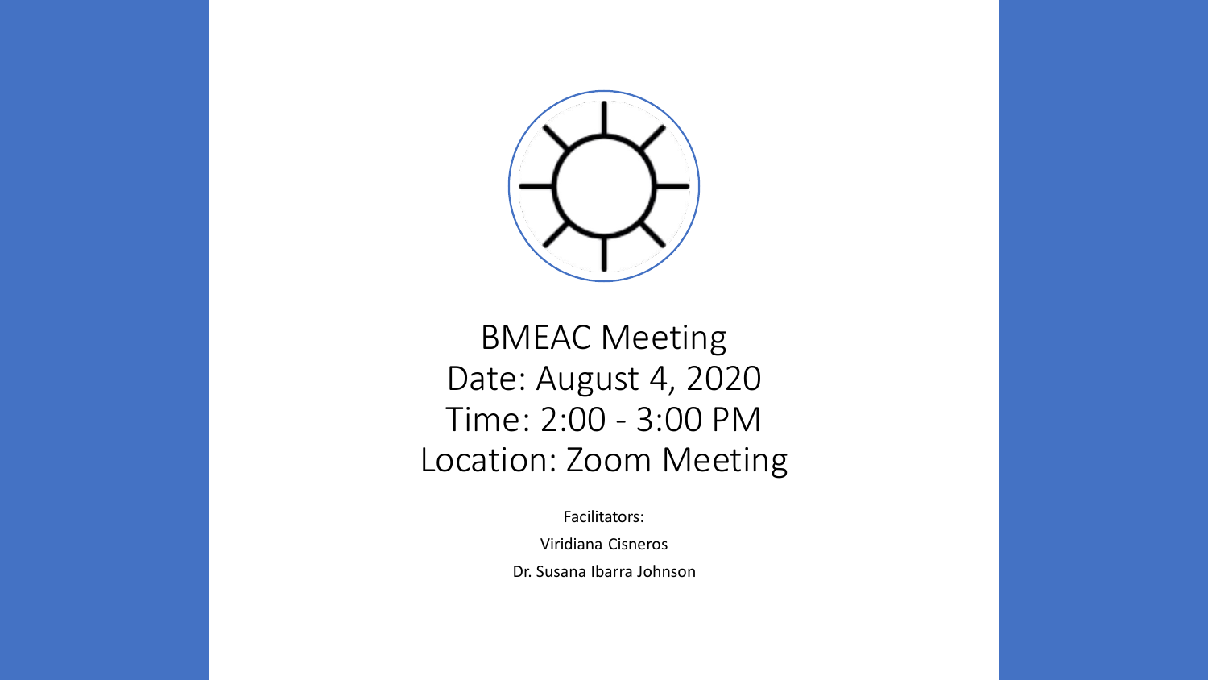# BMEAC Meeting

Date: August 4, 2020

Time: 2:00 - 3:00 PM

Location: Zoom Meeting

Facilitators:

Viridiana Cisneros

Dr. Susana Ibarra Johnson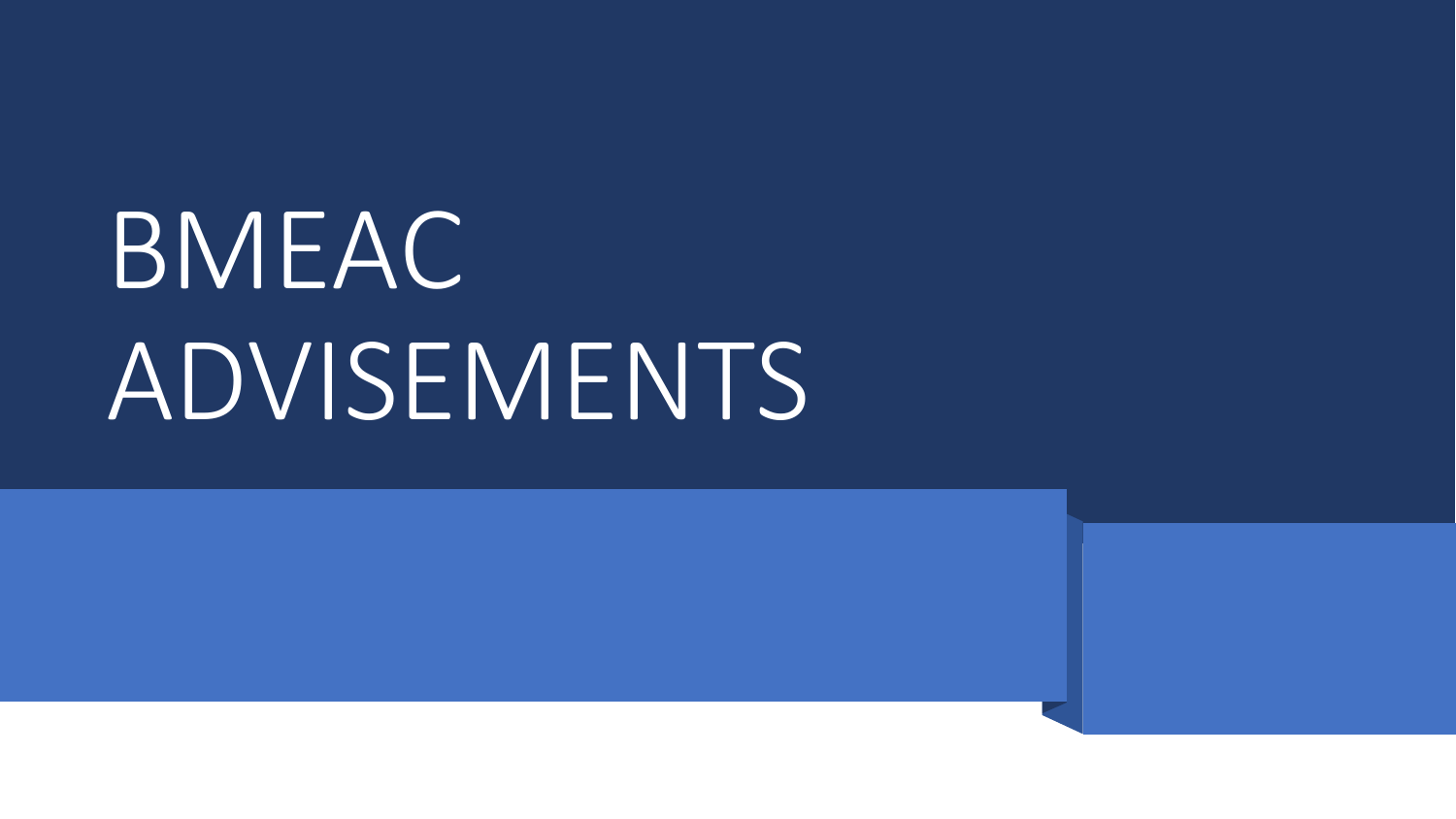# BMEAC ADVISEMENTS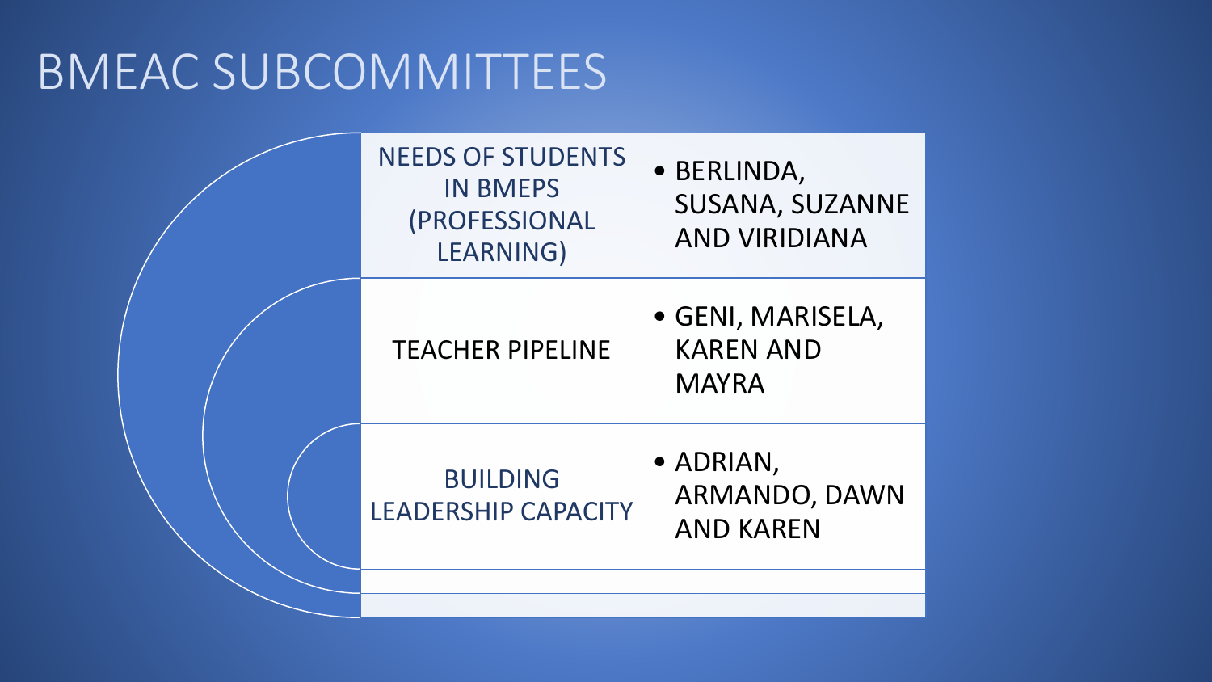# BMEAC SUBCOMMITTEES

| Subcommittee | Members |
| --- | --- |
| NEEDS OF STUDENTS IN BMEPS (PROFESSIONAL LEARNING) | BERLINDA, SUSANA, SUZANNE AND VIRIDIANA |
| TEACHER PIPELINE | GENI, MARISELA, KAREN AND MAYRA |
| BUILDING LEADERSHIP CAPACITY | ADRIAN, ARMANDO, DAWN AND KAREN |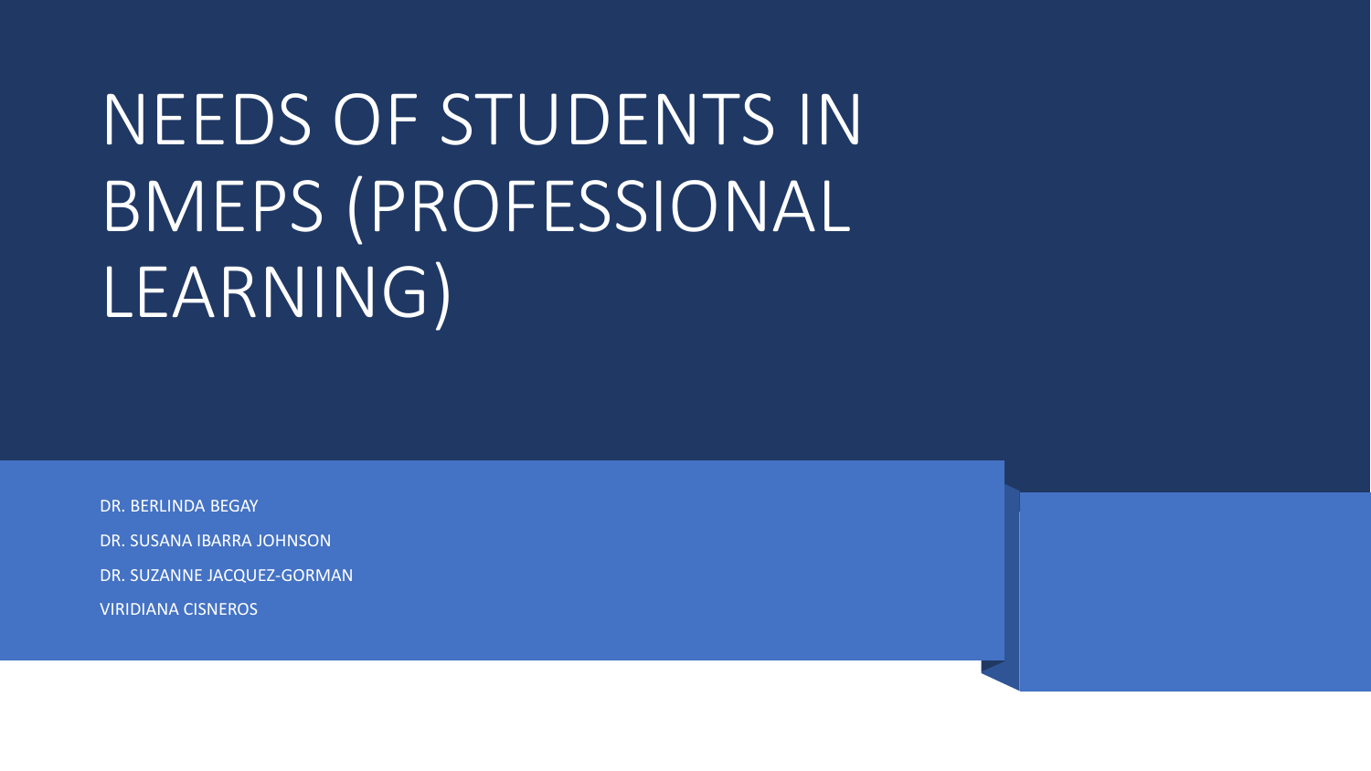# NEEDS OF STUDENTS IN BMEPS (PROFESSIONAL LEARNING)

DR. BERLINDA BEGAY

DR. SUSANA IBARRA JOHNSON

DR. SUZANNE JACQUEZ-GORMAN

VIRIDIANA CISNEROS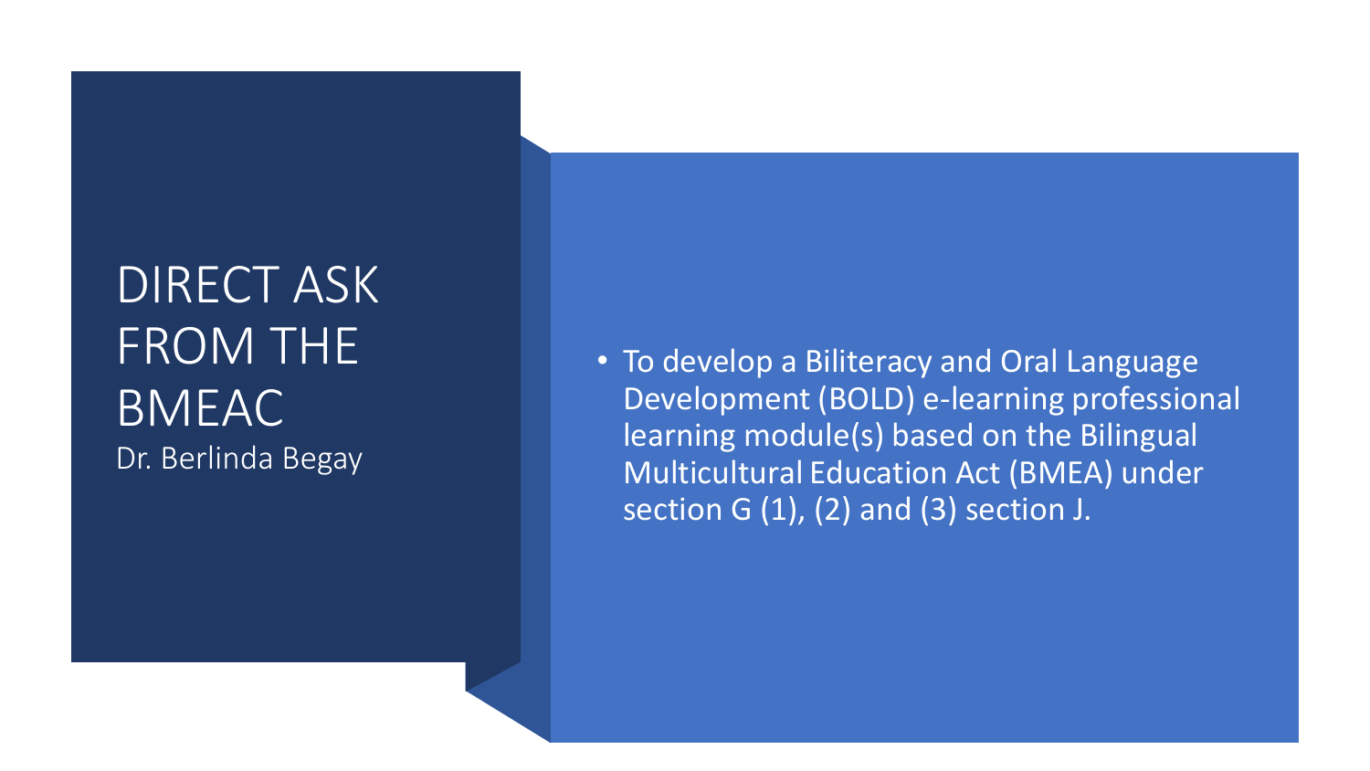# DIRECT ASK FROM THE BMEAC

Dr. Berlinda Begay

- To develop a Biliteracy and Oral Language Development (BOLD) e-learning professional learning module(s) based on the Bilingual Multicultural Education Act (BMEA) under section G (1), (2) and (3) section J.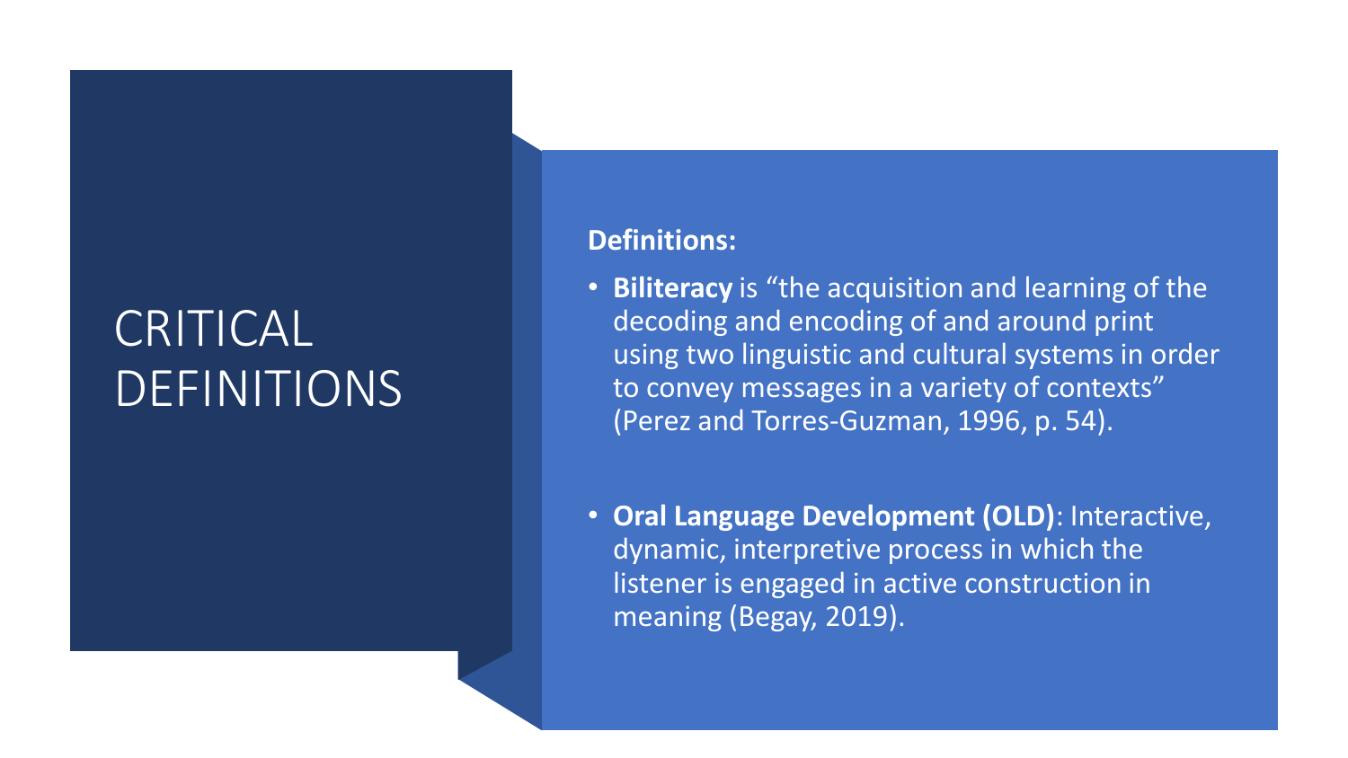# CRITICAL DEFINITIONS

**Definitions:**

- **Biliteracy** is “the acquisition and learning of the decoding and encoding of and around print using two linguistic and cultural systems in order to convey messages in a variety of contexts” (Perez and Torres-Guzman, 1996, p. 54).
- **Oral Language Development (OLD)**: Interactive, dynamic, interpretive process in which the listener is engaged in active construction in meaning (Begay, 2019).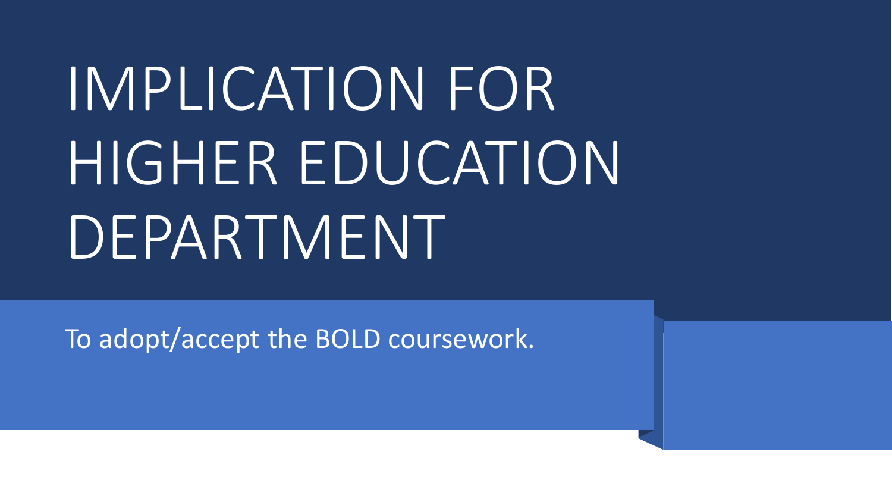# IMPLICATION FOR HIGHER EDUCATION DEPARTMENT

To adopt/accept the BOLD coursework.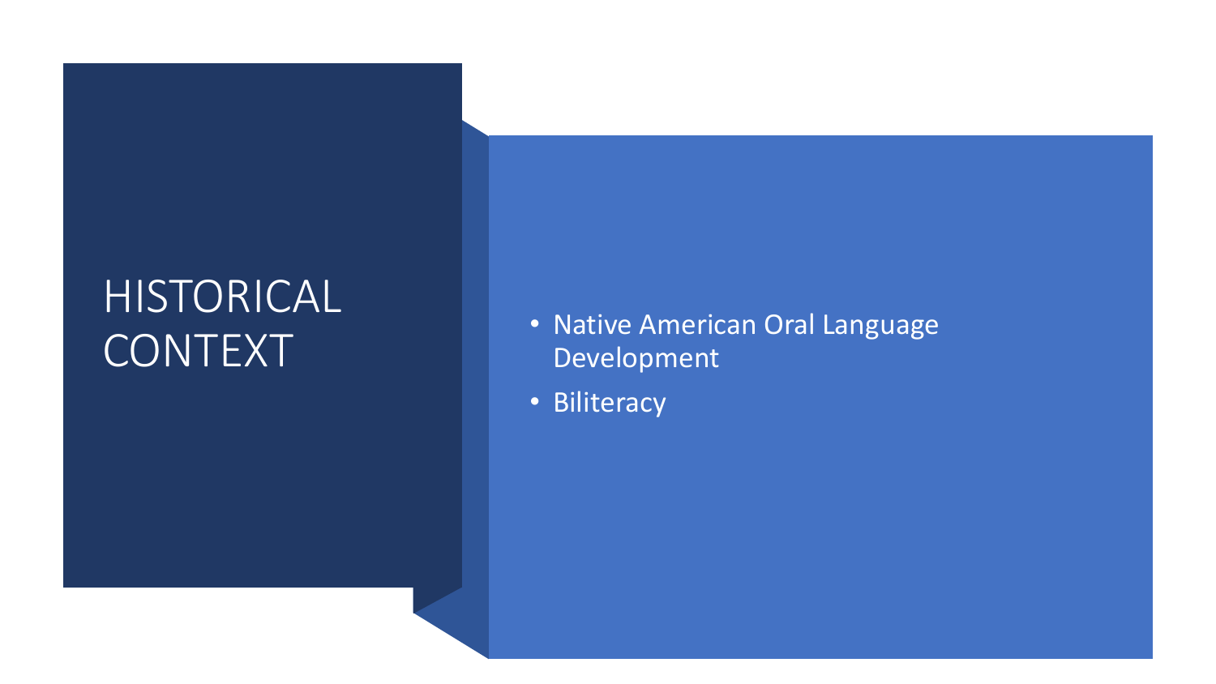# HISTORICAL CONTEXT

- Native American Oral Language Development
- Biliteracy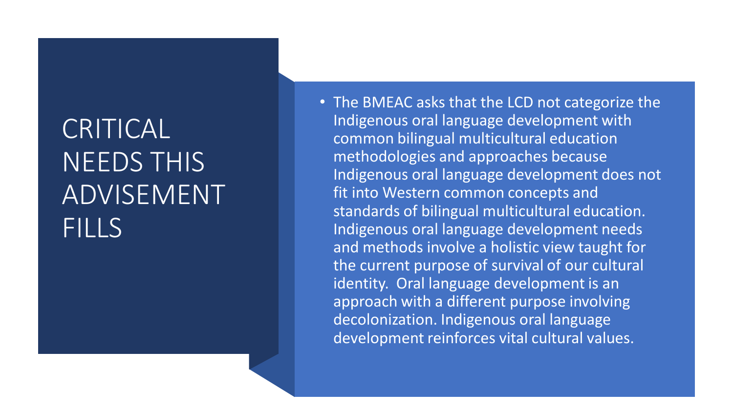# CRITICAL NEEDS THIS ADVISEMENT FILLS

- The BMEAC asks that the LCD not categorize the Indigenous oral language development with common bilingual multicultural education methodologies and approaches because Indigenous oral language development does not fit into Western common concepts and standards of bilingual multicultural education. Indigenous oral language development needs and methods involve a holistic view taught for the current purpose of survival of our cultural identity. Oral language development is an approach with a different purpose involving decolonization. Indigenous oral language development reinforces vital cultural values.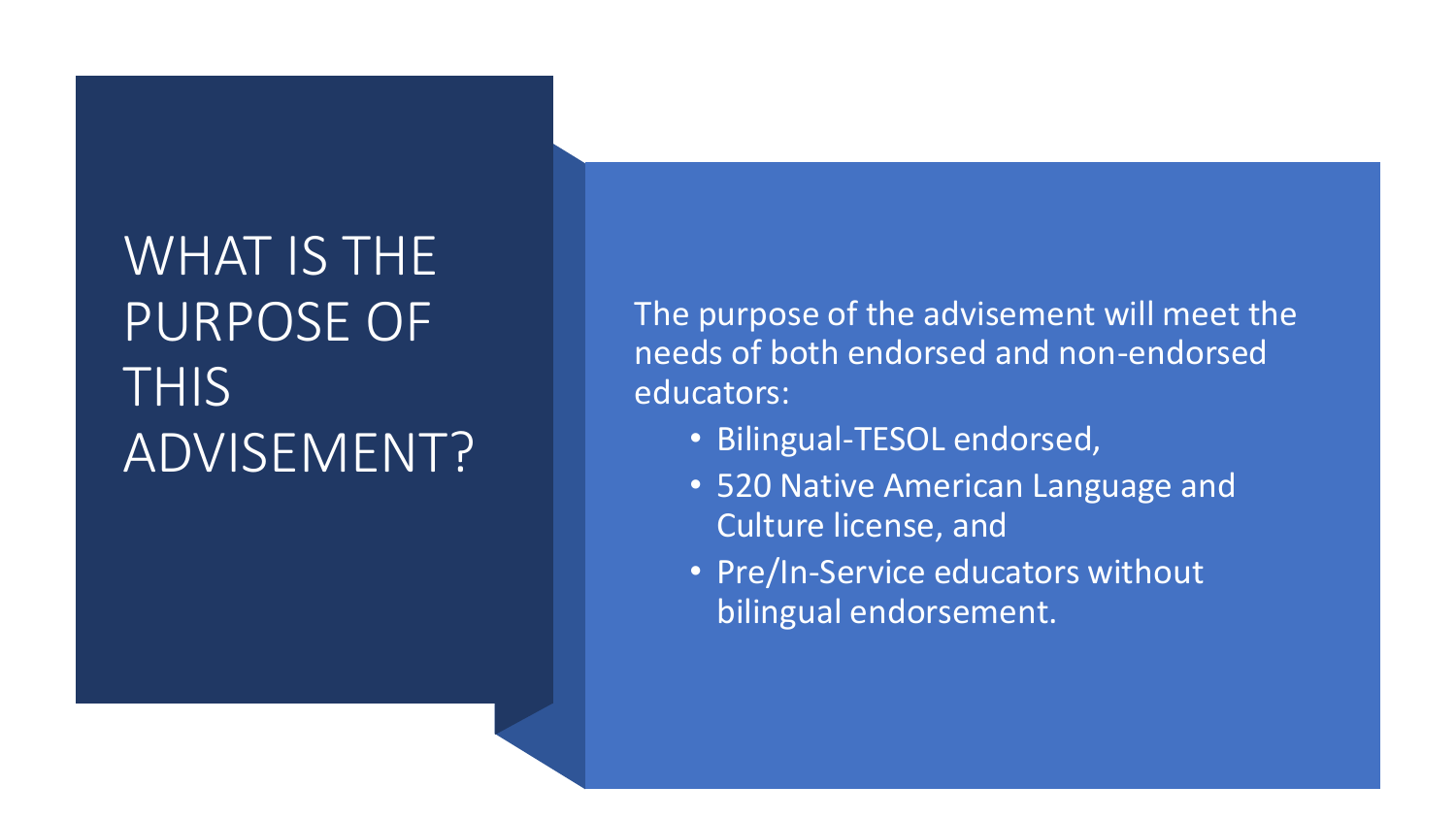# WHAT IS THE PURPOSE OF THIS ADVISEMENT?

The purpose of the advisement will meet the needs of both endorsed and non-endorsed educators:

- Bilingual-TESOL endorsed,
- 520 Native American Language and Culture license, and
- Pre/In-Service educators without bilingual endorsement.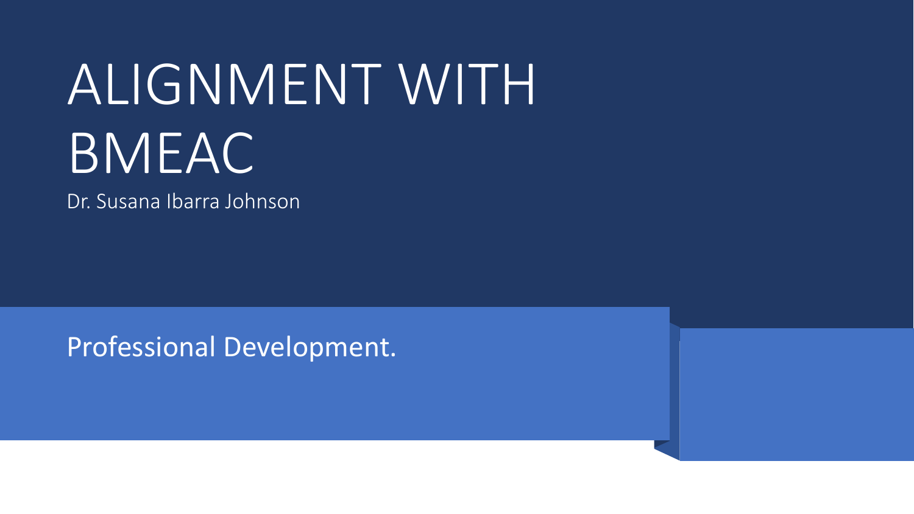# ALIGNMENT WITH BMEAC

Dr. Susana Ibarra Johnson

Professional Development.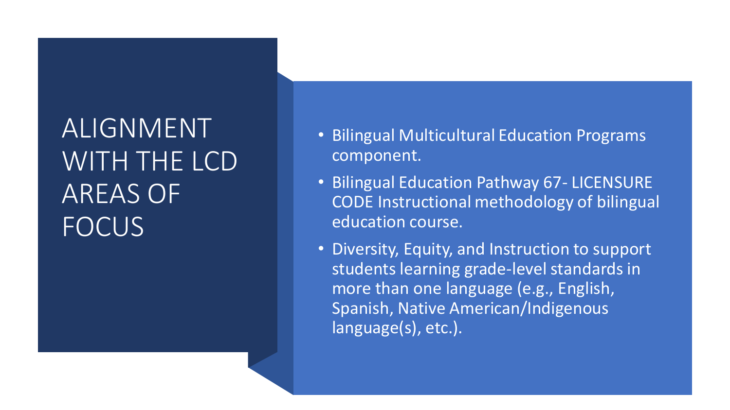# ALIGNMENT WITH THE LCD AREAS OF FOCUS

- Bilingual Multicultural Education Programs component.
- Bilingual Education Pathway 67- LICENSURE CODE Instructional methodology of bilingual education course.
- Diversity, Equity, and Instruction to support students learning grade-level standards in more than one language (e.g., English, Spanish, Native American/Indigenous language(s), etc.).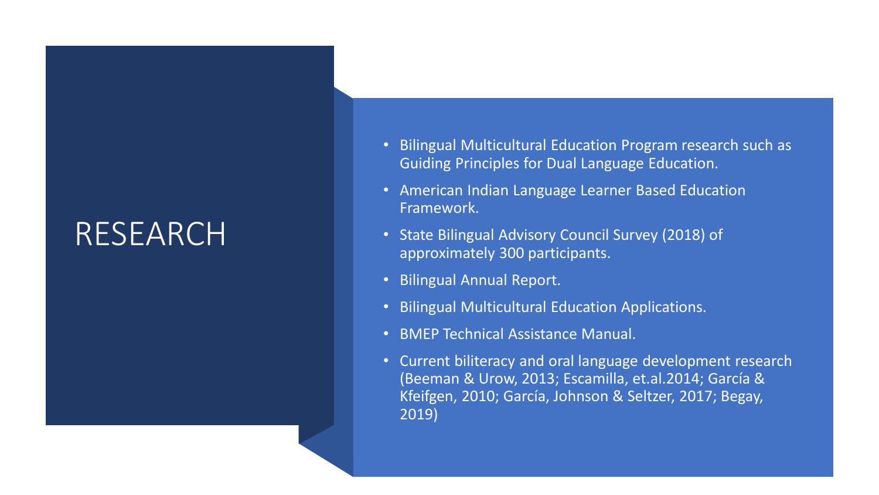# RESEARCH

- Bilingual Multicultural Education Program research such as Guiding Principles for Dual Language Education.
- American Indian Language Learner Based Education Framework.
- State Bilingual Advisory Council Survey (2018) of approximately 300 participants.
- Bilingual Annual Report.
- Bilingual Multicultural Education Applications.
- BMEP Technical Assistance Manual.
- Current biliteracy and oral language development research (Beeman & Urow, 2013; Escamilla, et.al.2014; García & Kfeifgen, 2010; García, Johnson & Seltzer, 2017; Begay, 2019)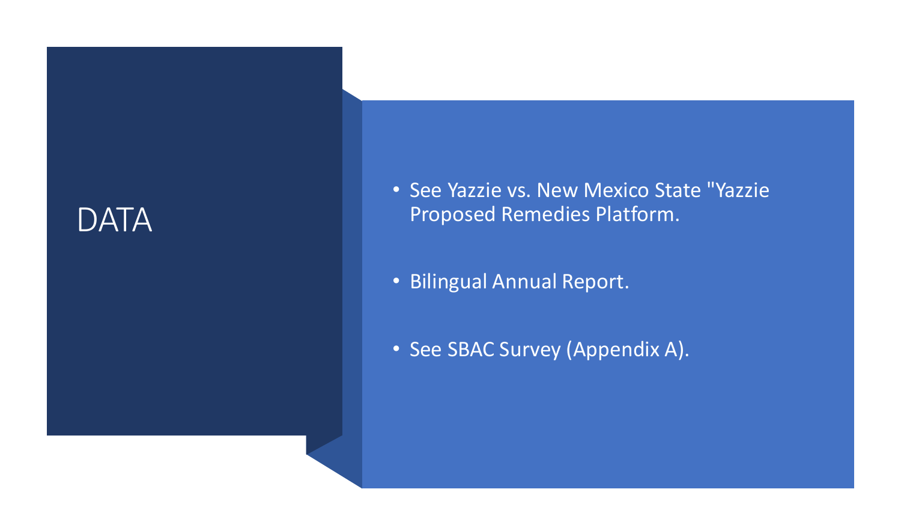# DATA

- See Yazzie vs. New Mexico State "Yazzie Proposed Remedies Platform.
- Bilingual Annual Report.
- See SBAC Survey (Appendix A).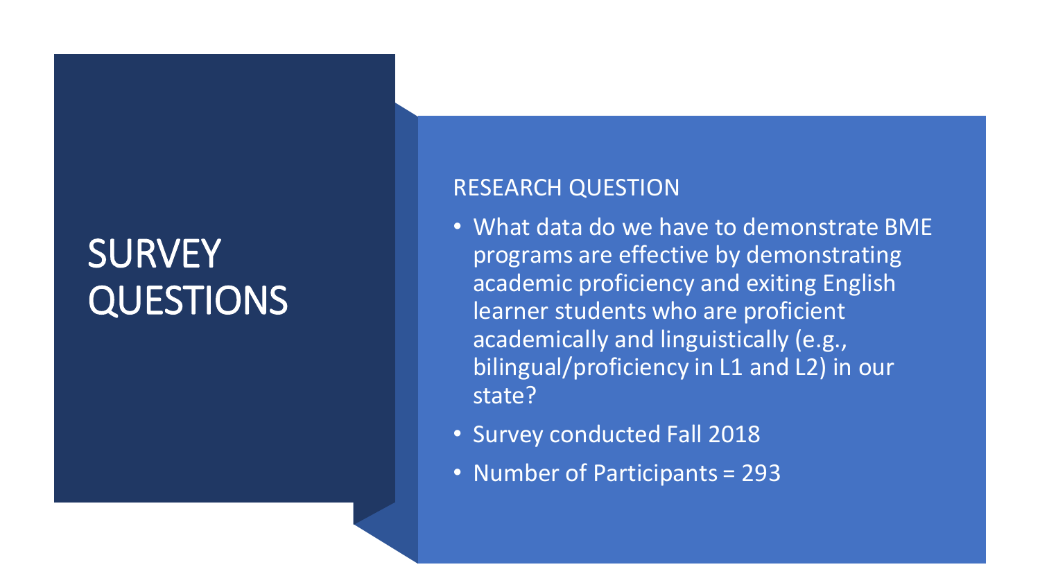# SURVEY QUESTIONS

## RESEARCH QUESTION

- What data do we have to demonstrate BME programs are effective by demonstrating academic proficiency and exiting English learner students who are proficient academically and linguistically (e.g., bilingual/proficiency in L1 and L2) in our state?
- Survey conducted Fall 2018
- Number of Participants = 293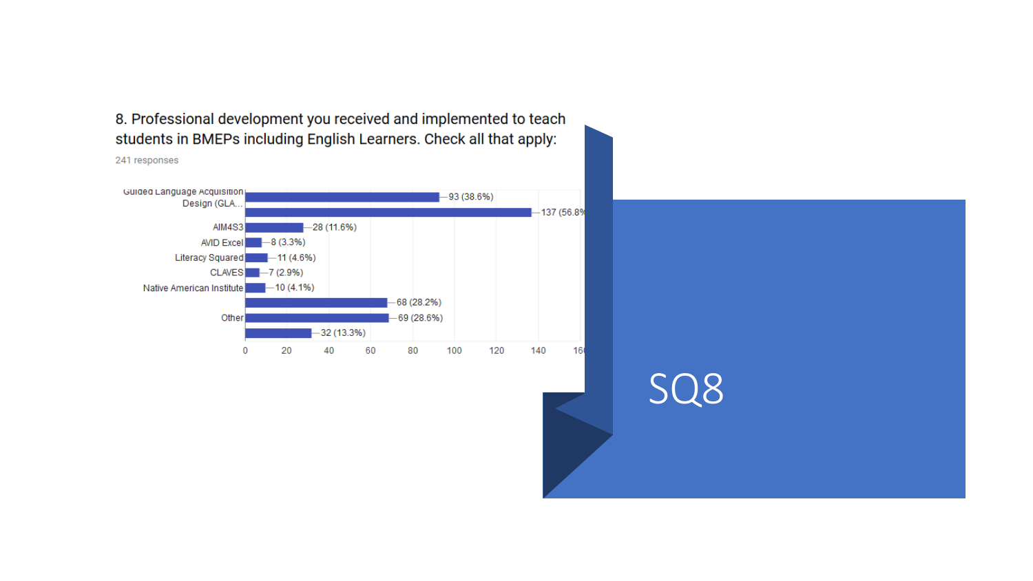8. Professional development you received and implemented to teach students in BMEPs including English Learners. Check all that apply:

241 responses

| Option | Responses |
| --- | --- |
| Guided Language Acquisition Design (GLA... | 93 (38.6%) |
| | 137 (56.8% |
| AIM4S3 | 28 (11.6%) |
| AVID Excel | 8 (3.3%) |
| Literacy Squared | 11 (4.6%) |
| CLAVES | 7 (2.9%) |
| Native American Institute | 10 (4.1%) |
| | 68 (28.2%) |
| Other | 69 (28.6%) |
| | 32 (13.3%) |

# SQ8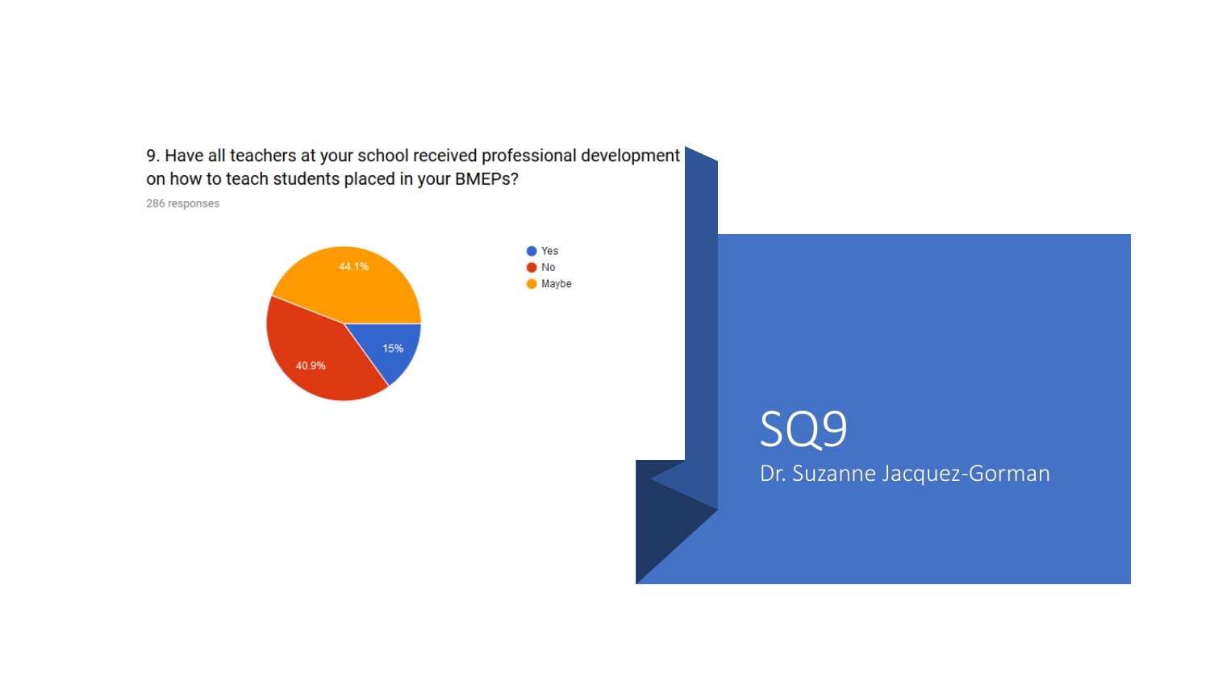9. Have all teachers at your school received professional development on how to teach students placed in your BMEPs?

286 responses

| Response | Percentage |
| --- | --- |
| Yes | 15% |
| No | 40.9% |
| Maybe | 44.1% |

# SQ9

Dr. Suzanne Jacquez-Gorman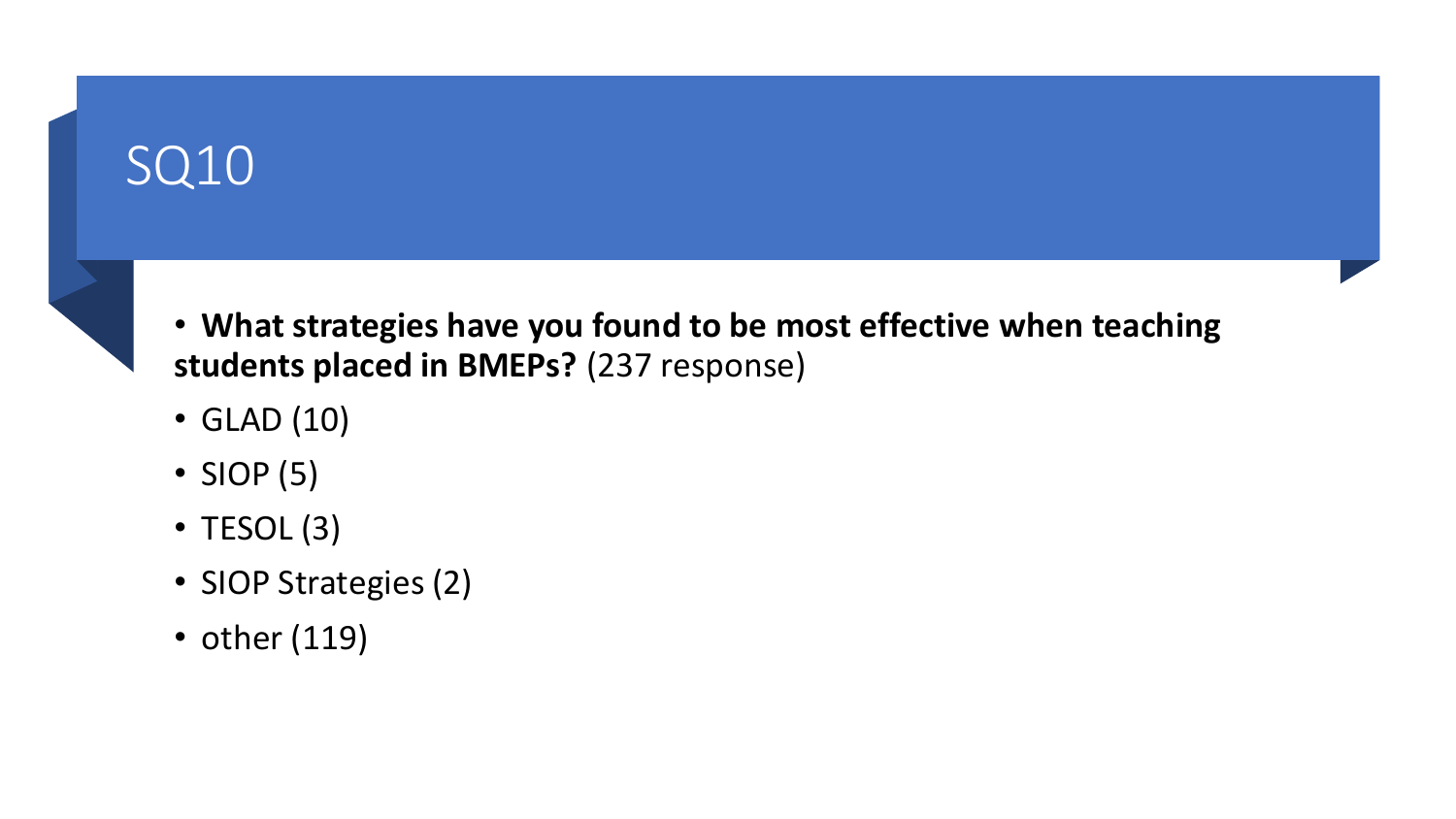# SQ10

- **What strategies have you found to be most effective when teaching students placed in BMEPs?** (237 response)
- GLAD (10)
- SIOP (5)
- TESOL (3)
- SIOP Strategies (2)
- other (119)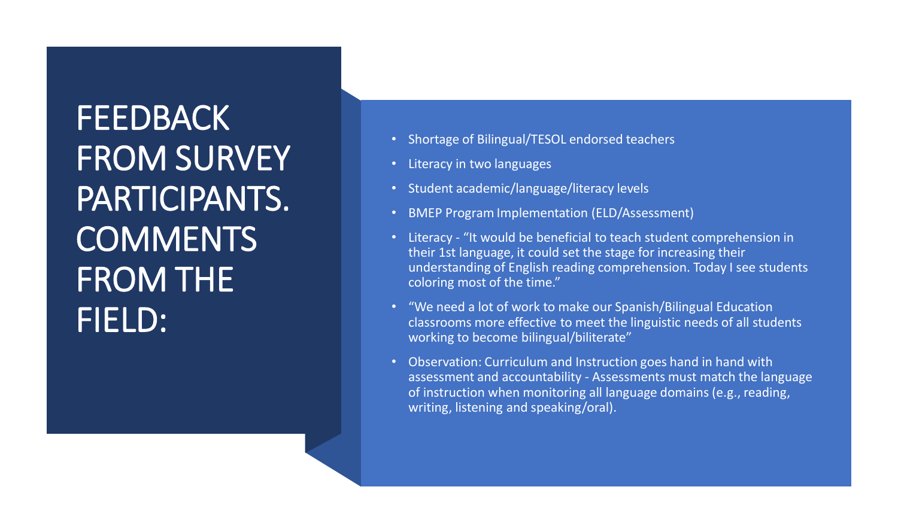# FEEDBACK FROM SURVEY PARTICIPANTS. COMMENTS FROM THE FIELD:

- Shortage of Bilingual/TESOL endorsed teachers
- Literacy in two languages
- Student academic/language/literacy levels
- BMEP Program Implementation (ELD/Assessment)
- Literacy - "It would be beneficial to teach student comprehension in their 1st language, it could set the stage for increasing their understanding of English reading comprehension. Today I see students coloring most of the time."
- "We need a lot of work to make our Spanish/Bilingual Education classrooms more effective to meet the linguistic needs of all students working to become bilingual/biliterate"
- Observation: Curriculum and Instruction goes hand in hand with assessment and accountability - Assessments must match the language of instruction when monitoring all language domains (e.g., reading, writing, listening and speaking/oral).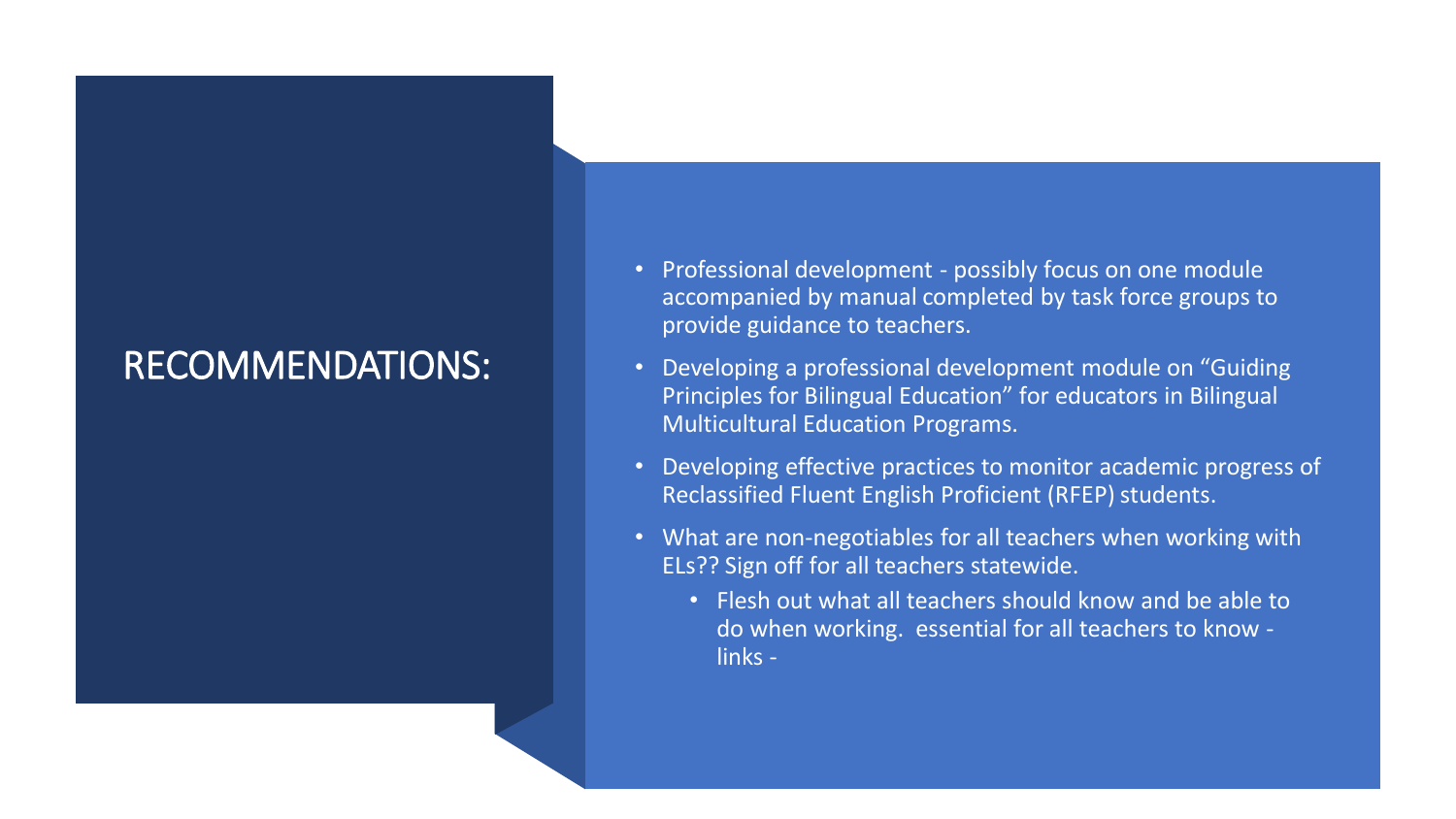# RECOMMENDATIONS:

- Professional development - possibly focus on one module accompanied by manual completed by task force groups to provide guidance to teachers.
- Developing a professional development module on "Guiding Principles for Bilingual Education" for educators in Bilingual Multicultural Education Programs.
- Developing effective practices to monitor academic progress of Reclassified Fluent English Proficient (RFEP) students.
- What are non-negotiables for all teachers when working with ELs?? Sign off for all teachers statewide.
  - Flesh out what all teachers should know and be able to do when working. essential for all teachers to know - links -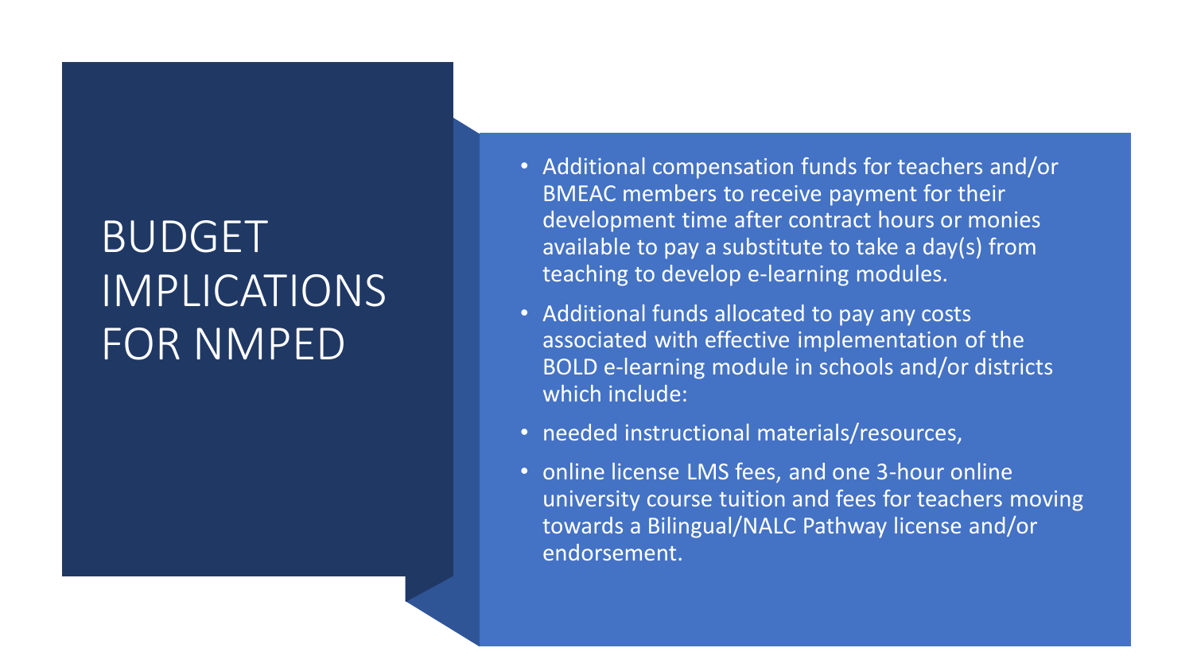# BUDGET IMPLICATIONS FOR NMPED

- Additional compensation funds for teachers and/or BMEAC members to receive payment for their development time after contract hours or monies available to pay a substitute to take a day(s) from teaching to develop e-learning modules.
- Additional funds allocated to pay any costs associated with effective implementation of the BOLD e-learning module in schools and/or districts which include:
- needed instructional materials/resources,
- online license LMS fees, and one 3-hour online university course tuition and fees for teachers moving towards a Bilingual/NALC Pathway license and/or endorsement.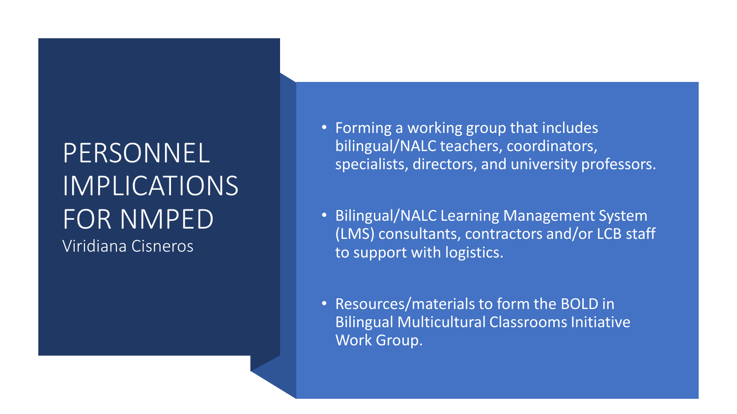# PERSONNEL IMPLICATIONS FOR NMPED

Viridiana Cisneros

- Forming a working group that includes bilingual/NALC teachers, coordinators, specialists, directors, and university professors.
- Bilingual/NALC Learning Management System (LMS) consultants, contractors and/or LCB staff to support with logistics.
- Resources/materials to form the BOLD in Bilingual Multicultural Classrooms Initiative Work Group.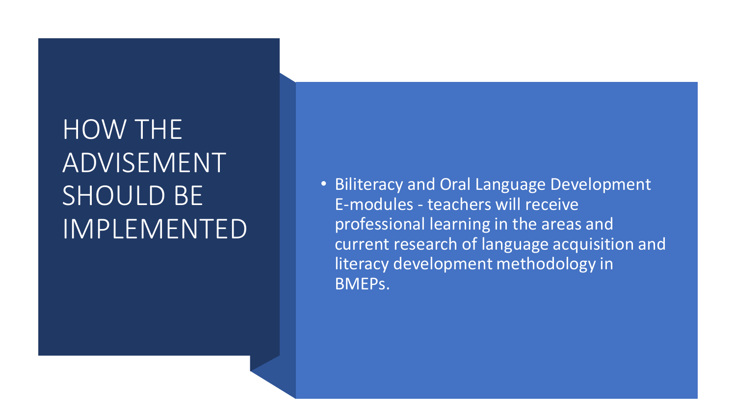# HOW THE ADVISEMENT SHOULD BE IMPLEMENTED

- Biliteracy and Oral Language Development E-modules - teachers will receive professional learning in the areas and current research of language acquisition and literacy development methodology in BMEPs.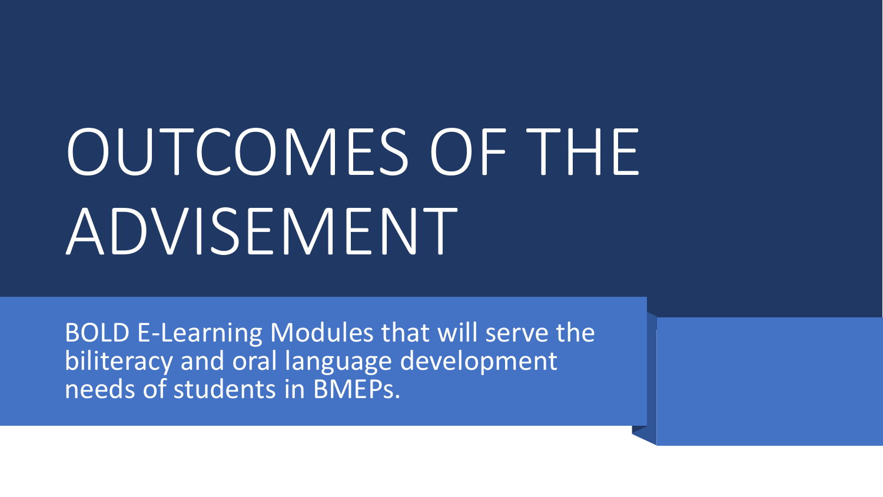# OUTCOMES OF THE ADVISEMENT

BOLD E-Learning Modules that will serve the biliteracy and oral language development needs of students in BMEPs.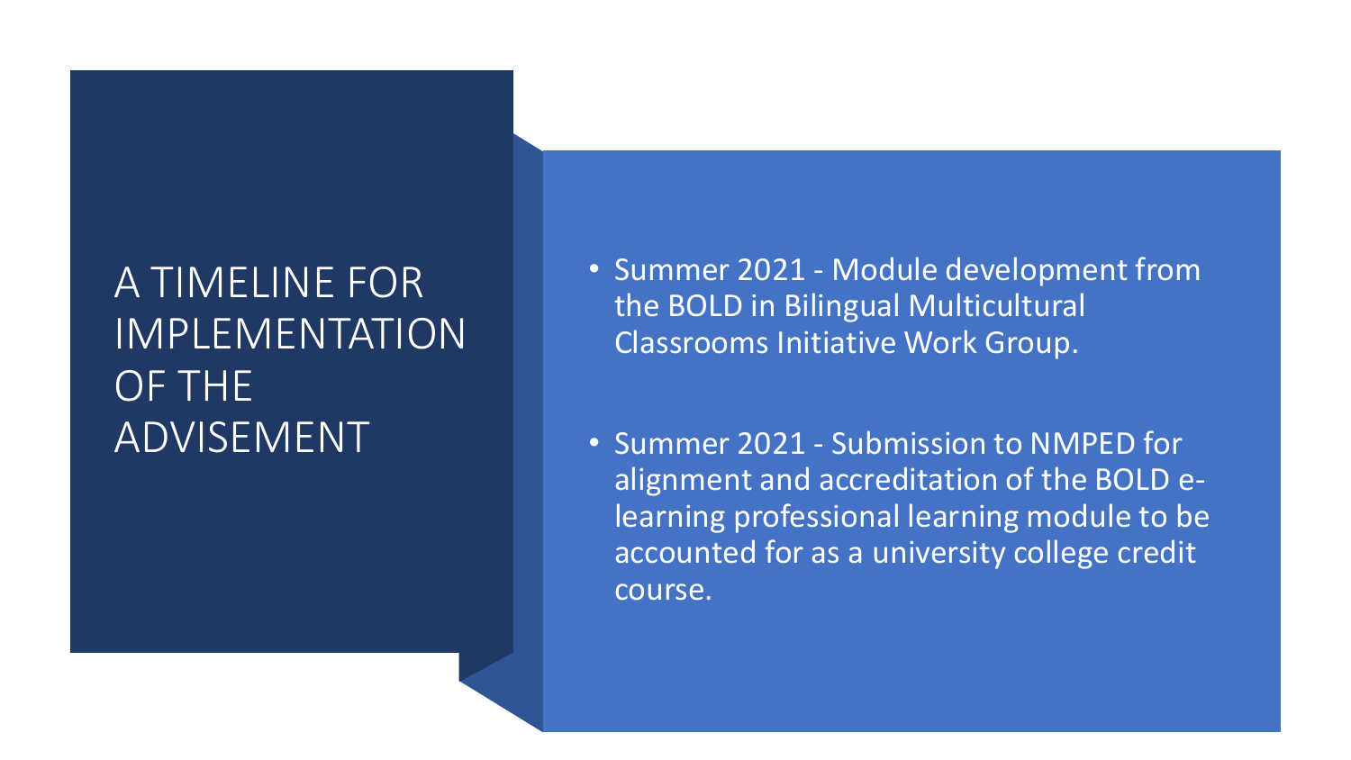# A TIMELINE FOR IMPLEMENTATION OF THE ADVISEMENT

- Summer 2021 - Module development from the BOLD in Bilingual Multicultural Classrooms Initiative Work Group.

- Summer 2021 - Submission to NMPED for alignment and accreditation of the BOLD e-learning professional learning module to be accounted for as a university college credit course.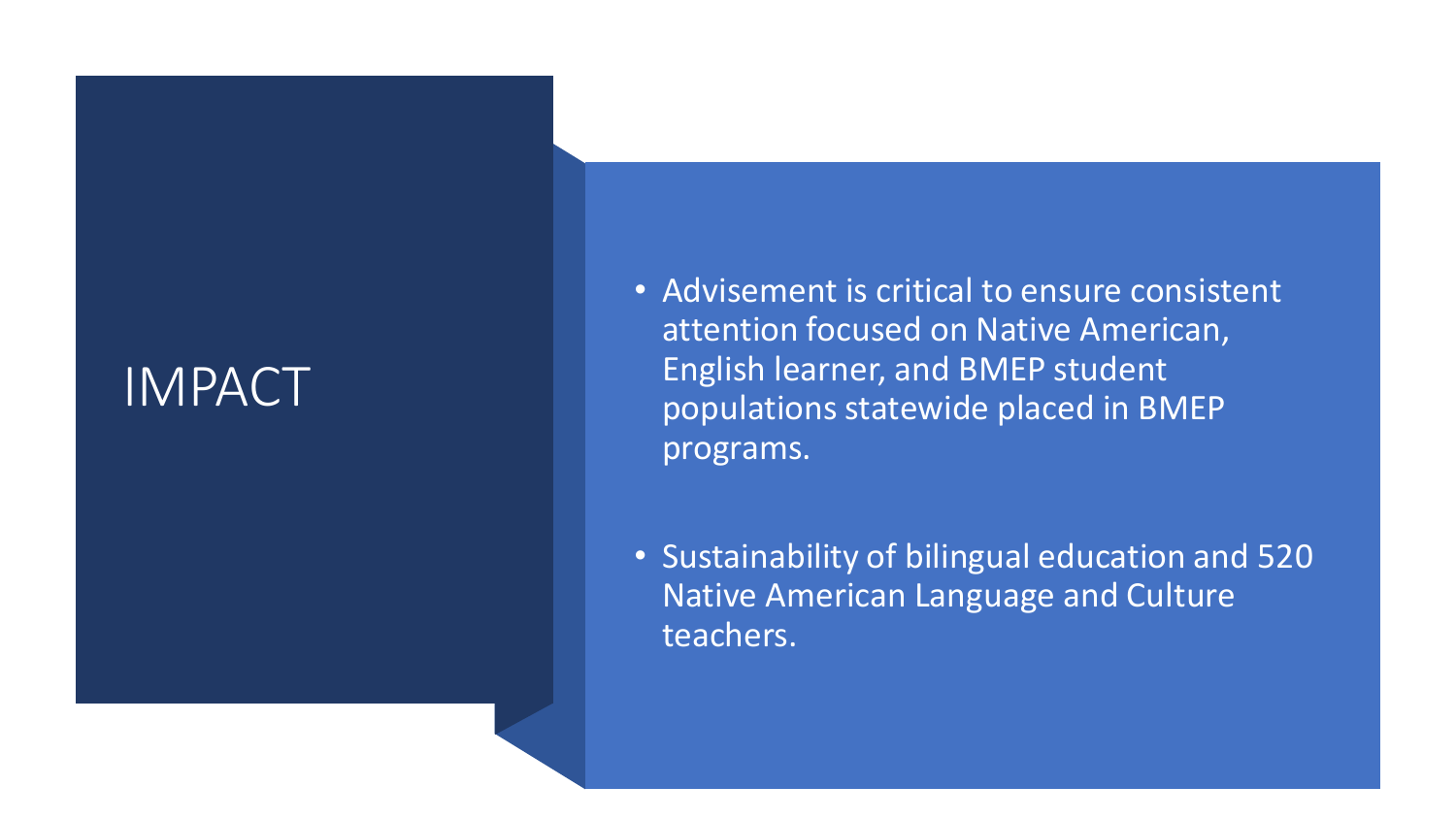# IMPACT

- Advisement is critical to ensure consistent attention focused on Native American, English learner, and BMEP student populations statewide placed in BMEP programs.

- Sustainability of bilingual education and 520 Native American Language and Culture teachers.